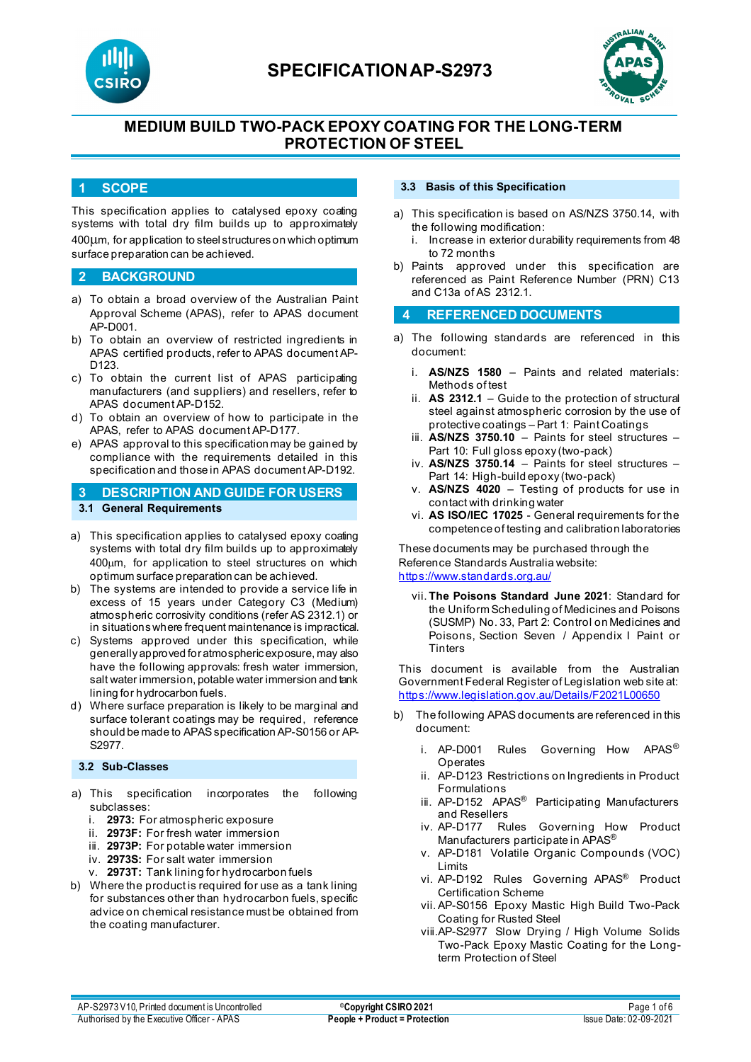# SPECIFICATION AP-S2973

## MEDIUM BUILD TWO-PACK EPOXY COATING FOR THE LONG-TERM PROTECTION OF STEEL

## 1 SCOPE

This specification applies to catalysed epoxy coating systems with total dry film builds up to approximately 400µm, for application to steel structures on which optimum surface preparation can be achieved.

## 2 BACKGROUND

a) To obtain a broad overview of the Australian Paint Approval Scheme (APAS), refer to APAS document AP-D001.
b) To obtain an overview of restricted ingredients in APAS certified products, refer to APAS document AP-D123.
c) To obtain the current list of APAS participating manufacturers (and suppliers) and resellers, refer to APAS document AP-D152.
d) To obtain an overview of how to participate in the APAS, refer to APAS document AP-D177.
e) APAS approval to this specification may be gained by compliance with the requirements detailed in this specification and those in APAS document AP-D192.

## 3 DESCRIPTION AND GUIDE FOR USERS

### 3.1 General Requirements

a) This specification applies to catalysed epoxy coating systems with total dry film builds up to approximately 400µm, for application to steel structures on which optimum surface preparation can be achieved.
b) The systems are intended to provide a service life in excess of 15 years under Category C3 (Medium) atmospheric corrosivity conditions (refer AS 2312.1) or in situations where frequent maintenance is impractical.
c) Systems approved under this specification, while generally approved for atmospheric exposure, may also have the following approvals: fresh water immersion, salt water immersion, potable water immersion and tank lining for hydrocarbon fuels.
d) Where surface preparation is likely to be marginal and surface tolerant coatings may be required, reference should be made to APAS specification AP-S0156 or AP-S2977.

### 3.2 Sub-Classes

a) This specification incorporates the following subclasses:
   i. **2973:** For atmospheric exposure
   ii. **2973F:** For fresh water immersion
   iii. **2973P:** For potable water immersion
   iv. **2973S:** For salt water immersion
   v. **2973T:** Tank lining for hydrocarbon fuels
b) Where the product is required for use as a tank lining for substances other than hydrocarbon fuels, specific advice on chemical resistance must be obtained from the coating manufacturer.

### 3.3 Basis of this Specification

a) This specification is based on AS/NZS 3750.14, with the following modification:
   i. Increase in exterior durability requirements from 48 to 72 months
b) Paints approved under this specification are referenced as Paint Reference Number (PRN) C13 and C13a of AS 2312.1.

## 4 REFERENCED DOCUMENTS

a) The following standards are referenced in this document:
   i. **AS/NZS 1580** – Paints and related materials: Methods of test
   ii. **AS 2312.1** – Guide to the protection of structural steel against atmospheric corrosion by the use of protective coatings – Part 1: Paint Coatings
   iii. **AS/NZS 3750.10** – Paints for steel structures – Part 10: Full gloss epoxy (two-pack)
   iv. **AS/NZS 3750.14** – Paints for steel structures – Part 14: High-build epoxy (two-pack)
   v. **AS/NZS 4020** – Testing of products for use in contact with drinking water
   vi. **AS ISO/IEC 17025** - General requirements for the competence of testing and calibration laboratories

   These documents may be purchased through the Reference Standards Australia website: https://www.standards.org.au/

   vii. **The Poisons Standard June 2021**: Standard for the Uniform Scheduling of Medicines and Poisons (SUSMP) No. 33, Part 2: Control on Medicines and Poisons, Section Seven / Appendix I Paint or Tinters

   This document is available from the Australian Government Federal Register of Legislation web site at: https://www.legislation.gov.au/Details/F2021L00650

b) The following APAS documents are referenced in this document:
   i. AP-D001 Rules Governing How APAS® Operates
   ii. AP-D123 Restrictions on Ingredients in Product Formulations
   iii. AP-D152 APAS® Participating Manufacturers and Resellers
   iv. AP-D177 Rules Governing How Product Manufacturers participate in APAS®
   v. AP-D181 Volatile Organic Compounds (VOC) Limits
   vi. AP-D192 Rules Governing APAS® Product Certification Scheme
   vii. AP-S0156 Epoxy Mastic High Build Two-Pack Coating for Rusted Steel
   viii. AP-S2977 Slow Drying / High Volume Solids Two-Pack Epoxy Mastic Coating for the Long-term Protection of Steel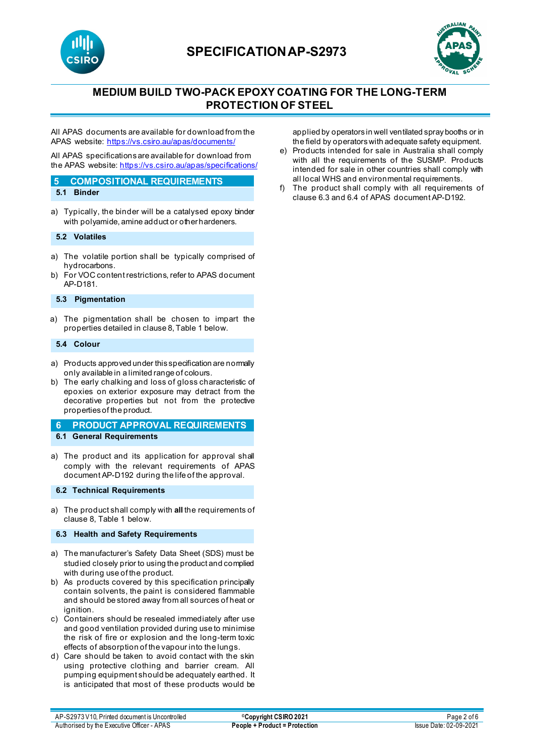All APAS documents are available for download from the APAS website: https://vs.csiro.au/apas/documents/

All APAS specifications are available for download from the APAS website: https://vs.csiro.au/apas/specifications/

## 5 COMPOSITIONAL REQUIREMENTS

### 5.1 Binder

a) Typically, the binder will be a catalysed epoxy binder with polyamide, amine adduct or other hardeners.

### 5.2 Volatiles

a) The volatile portion shall be typically comprised of hydrocarbons.
b) For VOC content restrictions, refer to APAS document AP-D181.

### 5.3 Pigmentation

a) The pigmentation shall be chosen to impart the properties detailed in clause 8, Table 1 below.

### 5.4 Colour

a) Products approved under this specification are normally only available in a limited range of colours.
b) The early chalking and loss of gloss characteristic of epoxies on exterior exposure may detract from the decorative properties but not from the protective properties of the product.

## 6 PRODUCT APPROVAL REQUIREMENTS

### 6.1 General Requirements

a) The product and its application for approval shall comply with the relevant requirements of APAS document AP-D192 during the life of the approval.

### 6.2 Technical Requirements

a) The product shall comply with **all** the requirements of clause 8, Table 1 below.

### 6.3 Health and Safety Requirements

a) The manufacturer's Safety Data Sheet (SDS) must be studied closely prior to using the product and complied with during use of the product.
b) As products covered by this specification principally contain solvents, the paint is considered flammable and should be stored away from all sources of heat or ignition.
c) Containers should be resealed immediately after use and good ventilation provided during use to minimise the risk of fire or explosion and the long-term toxic effects of absorption of the vapour into the lungs.
d) Care should be taken to avoid contact with the skin using protective clothing and barrier cream. All pumping equipment should be adequately earthed. It is anticipated that most of these products would be applied by operators in well ventilated spray booths or in the field by operators with adequate safety equipment.
e) Products intended for sale in Australia shall comply with all the requirements of the SUSMP. Products intended for sale in other countries shall comply with all local WHS and environmental requirements.
f) The product shall comply with all requirements of clause 6.3 and 6.4 of APAS document AP-D192.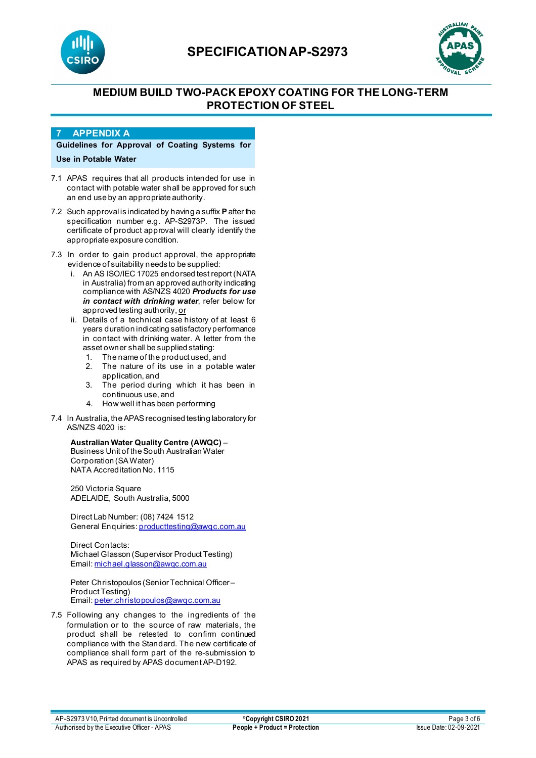## 7 APPENDIX A

**Guidelines for Approval of Coating Systems for Use in Potable Water**

7.1 APAS requires that all products intended for use in contact with potable water shall be approved for such an end use by an appropriate authority.

7.2 Such approval is indicated by having a suffix **P** after the specification number e.g. AP-S2973P. The issued certificate of product approval will clearly identify the appropriate exposure condition.

7.3 In order to gain product approval, the appropriate evidence of suitability needs to be supplied:

   i. An AS ISO/IEC 17025 endorsed test report (NATA in Australia) from an approved authority indicating compliance with AS/NZS 4020 ***Products for use in contact with drinking water***, refer below for approved testing authority, <u>or</u>

   ii. Details of a technical case history of at least 6 years duration indicating satisfactory performance in contact with drinking water. A letter from the asset owner shall be supplied stating:

      1. The name of the product used, and
      2. The nature of its use in a potable water application, and
      3. The period during which it has been in continuous use, and
      4. How well it has been performing

7.4 In Australia, the APAS recognised testing laboratory for AS/NZS 4020 is:

**Australian Water Quality Centre (AWQC)** – Business Unit of the South Australian Water Corporation (SA Water)
NATA Accreditation No. 1115

250 Victoria Square
ADELAIDE, South Australia, 5000

Direct Lab Number: (08) 7424 1512
General Enquiries: producttesting@awqc.com.au

Direct Contacts:
Michael Glasson (Supervisor Product Testing)
Email: michael.glasson@awqc.com.au

Peter Christopoulos (Senior Technical Officer – Product Testing)
Email: peter.christopoulos@awqc.com.au

7.5 Following any changes to the ingredients of the formulation or to the source of raw materials, the product shall be retested to confirm continued compliance with the Standard. The new certificate of compliance shall form part of the re-submission to APAS as required by APAS document AP-D192.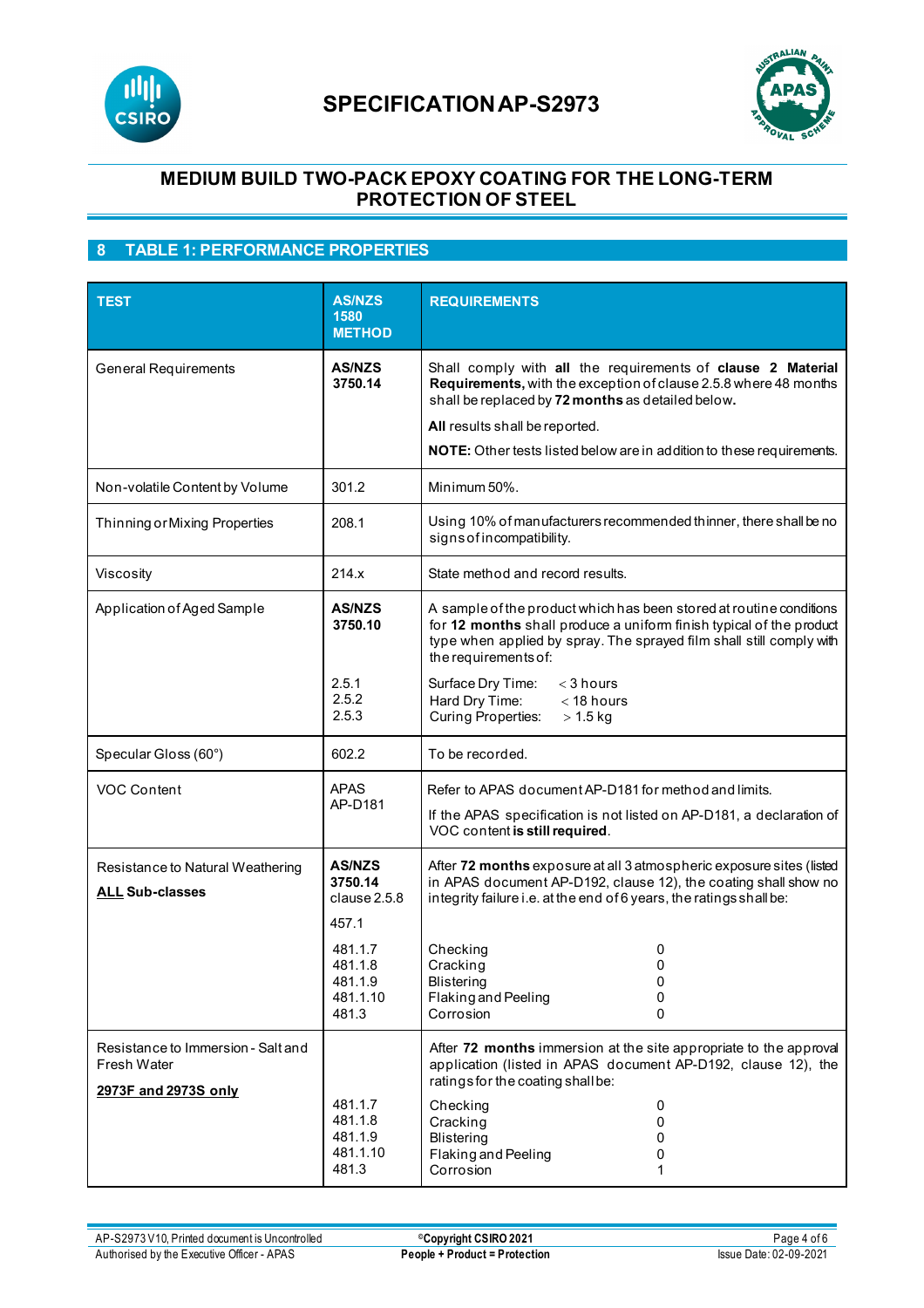# SPECIFICATION AP-S2973

## MEDIUM BUILD TWO-PACK EPOXY COATING FOR THE LONG-TERM PROTECTION OF STEEL

## 8 TABLE 1: PERFORMANCE PROPERTIES

| TEST | AS/NZS 1580 METHOD | REQUIREMENTS |
|---|---|---|
| General Requirements | **AS/NZS 3750.14** | Shall comply with **all** the requirements of **clause 2 Material Requirements,** with the exception of clause 2.5.8 where 48 months shall be replaced by **72 months** as detailed below.<br><br>**All** results shall be reported.<br><br>**NOTE:** Other tests listed below are in addition to these requirements. |
| Non-volatile Content by Volume | 301.2 | Minimum 50%. |
| Thinning or Mixing Properties | 208.1 | Using 10% of manufacturers recommended thinner, there shall be no signs of incompatibility. |
| Viscosity | 214.x | State method and record results. |
| Application of Aged Sample | **AS/NZS 3750.10**<br><br>2.5.1<br>2.5.2<br>2.5.3 | A sample of the product which has been stored at routine conditions for **12 months** shall produce a uniform finish typical of the product type when applied by spray. The sprayed film shall still comply with the requirements of:<br><br>Surface Dry Time: < 3 hours<br>Hard Dry Time: < 18 hours<br>Curing Properties: > 1.5 kg |
| Specular Gloss (60°) | 602.2 | To be recorded. |
| VOC Content | APAS AP-D181 | Refer to APAS document AP-D181 for method and limits.<br><br>If the APAS specification is not listed on AP-D181, a declaration of VOC content **is still required**. |
| Resistance to Natural Weathering<br><br>**ALL Sub-classes** | **AS/NZS 3750.14** clause 2.5.8<br><br>457.1<br><br>481.1.7<br>481.1.8<br>481.1.9<br>481.1.10<br>481.3 | After **72 months** exposure at all 3 atmospheric exposure sites (listed in APAS document AP-D192, clause 12), the coating shall show no integrity failure i.e. at the end of 6 years, the ratings shall be:<br><br>Checking 0<br>Cracking 0<br>Blistering 0<br>Flaking and Peeling 0<br>Corrosion 0 |
| Resistance to Immersion - Salt and Fresh Water<br><br>**2973F and 2973S only** | 481.1.7<br>481.1.8<br>481.1.9<br>481.1.10<br>481.3 | After **72 months** immersion at the site appropriate to the approval application (listed in APAS document AP-D192, clause 12), the ratings for the coating shall be:<br><br>Checking 0<br>Cracking 0<br>Blistering 0<br>Flaking and Peeling 0<br>Corrosion 1 |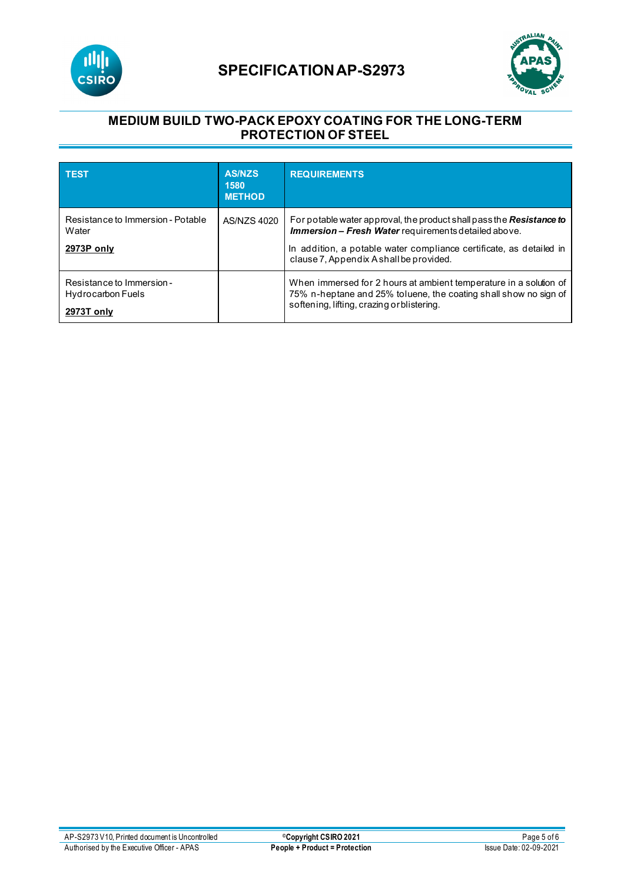# SPECIFICATION AP-S2973

## MEDIUM BUILD TWO-PACK EPOXY COATING FOR THE LONG-TERM PROTECTION OF STEEL

| TEST | AS/NZS 1580 METHOD | REQUIREMENTS |
|---|---|---|
| Resistance to Immersion - Potable Water<br><br>**2973P only** | AS/NZS 4020 | For potable water approval, the product shall pass the ***Resistance to Immersion – Fresh Water*** requirements detailed above.<br><br>In addition, a potable water compliance certificate, as detailed in clause 7, Appendix A shall be provided. |
| Resistance to Immersion - Hydrocarbon Fuels<br><br>**2973T only** | | When immersed for 2 hours at ambient temperature in a solution of 75% n-heptane and 25% toluene, the coating shall show no sign of softening, lifting, crazing or blistering. |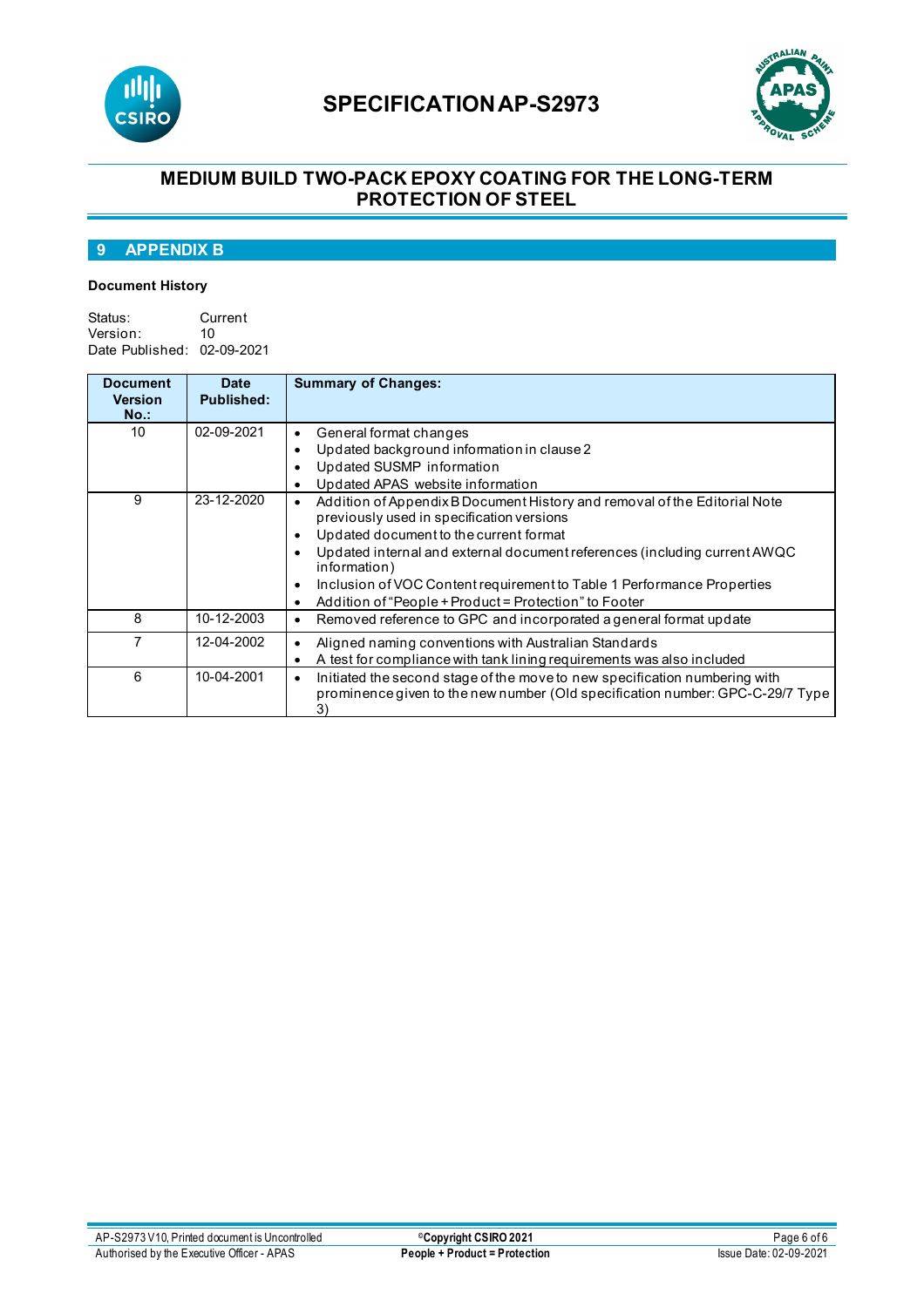## 9 APPENDIX B

**Document History**

Status: Current
Version: 10
Date Published: 02-09-2021

| Document Version No.: | Date Published: | Summary of Changes: |
|---|---|---|
| 10 | 02-09-2021 | • General format changes<br>• Updated background information in clause 2<br>• Updated SUSMP information<br>• Updated APAS website information |
| 9 | 23-12-2020 | • Addition of Appendix B Document History and removal of the Editorial Note previously used in specification versions<br>• Updated document to the current format<br>• Updated internal and external document references (including current AWQC information)<br>• Inclusion of VOC Content requirement to Table 1 Performance Properties<br>• Addition of "People + Product = Protection" to Footer |
| 8 | 10-12-2003 | • Removed reference to GPC and incorporated a general format update |
| 7 | 12-04-2002 | • Aligned naming conventions with Australian Standards<br>• A test for compliance with tank lining requirements was also included |
| 6 | 10-04-2001 | • Initiated the second stage of the move to new specification numbering with prominence given to the new number (Old specification number: GPC-C-29/7 Type 3) |